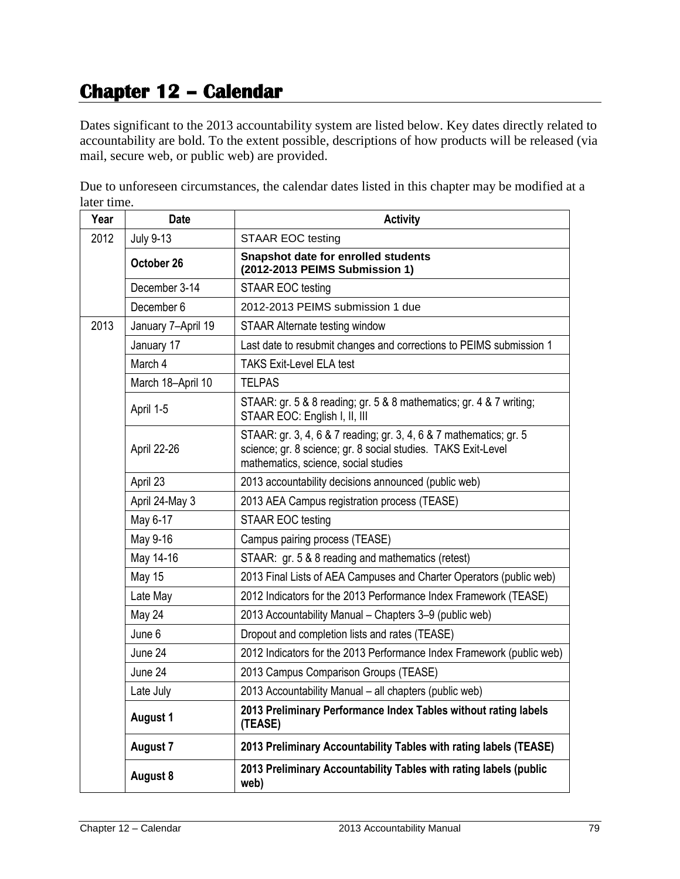# Chapter 12 – Calendar

Dates significant to the 2013 accountability system are listed below. Key dates directly related to accountability are bold. To the extent possible, descriptions of how products will be released (via mail, secure web, or public web) are provided.

Due to unforeseen circumstances, the calendar dates listed in this chapter may be modified at a later time.

| Year | Date | Activity |
|---|---|---|
| 2012 | July 9-13 | STAAR EOC testing |
| | **October 26** | **Snapshot date for enrolled students (2012-2013 PEIMS Submission 1)** |
| | December 3-14 | STAAR EOC testing |
| | December 6 | 2012-2013 PEIMS submission 1 due |
| 2013 | January 7–April 19 | STAAR Alternate testing window |
| | January 17 | Last date to resubmit changes and corrections to PEIMS submission 1 |
| | March 4 | TAKS Exit-Level ELA test |
| | March 18–April 10 | TELPAS |
| | April 1-5 | STAAR: gr. 5 & 8 reading; gr. 5 & 8 mathematics; gr. 4 & 7 writing; STAAR EOC: English I, II, III |
| | April 22-26 | STAAR: gr. 3, 4, 6 & 7 reading; gr. 3, 4, 6 & 7 mathematics; gr. 5 science; gr. 8 science; gr. 8 social studies. TAKS Exit-Level mathematics, science, social studies |
| | April 23 | 2013 accountability decisions announced (public web) |
| | April 24-May 3 | 2013 AEA Campus registration process (TEASE) |
| | May 6-17 | STAAR EOC testing |
| | May 9-16 | Campus pairing process (TEASE) |
| | May 14-16 | STAAR: gr. 5 & 8 reading and mathematics (retest) |
| | May 15 | 2013 Final Lists of AEA Campuses and Charter Operators (public web) |
| | Late May | 2012 Indicators for the 2013 Performance Index Framework (TEASE) |
| | May 24 | 2013 Accountability Manual – Chapters 3–9 (public web) |
| | June 6 | Dropout and completion lists and rates (TEASE) |
| | June 24 | 2012 Indicators for the 2013 Performance Index Framework (public web) |
| | June 24 | 2013 Campus Comparison Groups (TEASE) |
| | Late July | 2013 Accountability Manual – all chapters (public web) |
| | **August 1** | **2013 Preliminary Performance Index Tables without rating labels (TEASE)** |
| | **August 7** | **2013 Preliminary Accountability Tables with rating labels (TEASE)** |
| | **August 8** | **2013 Preliminary Accountability Tables with rating labels (public web)** |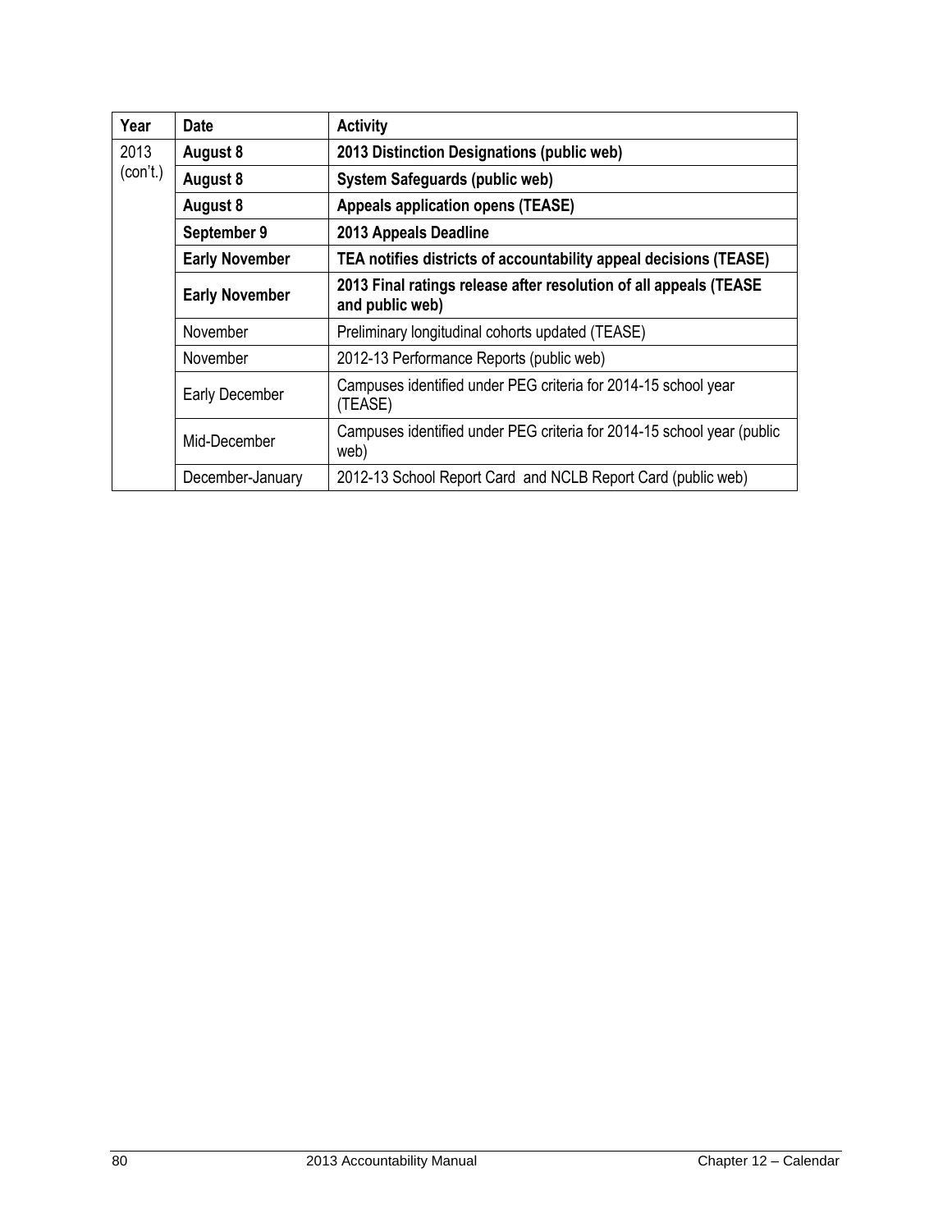| Year | Date | Activity |
|---|---|---|
| 2013 (con't.) | **August 8** | **2013 Distinction Designations (public web)** |
| | **August 8** | **System Safeguards (public web)** |
| | **August 8** | **Appeals application opens (TEASE)** |
| | **September 9** | **2013 Appeals Deadline** |
| | **Early November** | **TEA notifies districts of accountability appeal decisions (TEASE)** |
| | **Early November** | **2013 Final ratings release after resolution of all appeals (TEASE and public web)** |
| | November | Preliminary longitudinal cohorts updated (TEASE) |
| | November | 2012-13 Performance Reports (public web) |
| | Early December | Campuses identified under PEG criteria for 2014-15 school year (TEASE) |
| | Mid-December | Campuses identified under PEG criteria for 2014-15 school year (public web) |
| | December-January | 2012-13 School Report Card and NCLB Report Card (public web) |